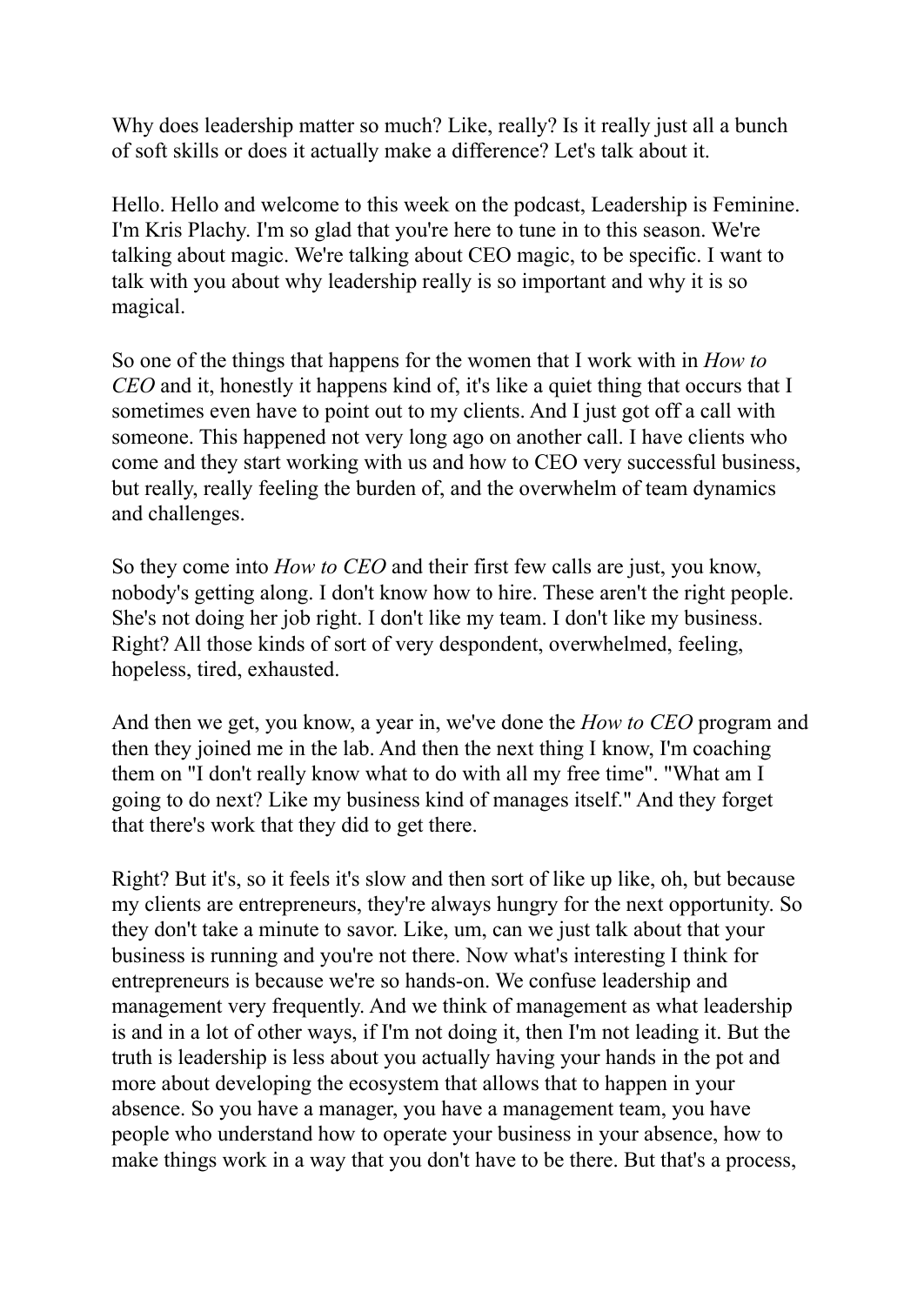Why does leadership matter so much? Like, really? Is it really just all a bunch of soft skills or does it actually make a difference? Let's talk about it.

Hello. Hello and welcome to this week on the podcast, Leadership is Feminine. I'm Kris Plachy. I'm so glad that you're here to tune in to this season. We're talking about magic. We're talking about CEO magic, to be specific. I want to talk with you about why leadership really is so important and why it is so magical.

So one of the things that happens for the women that I work with in *How to CEO* and it, honestly it happens kind of, it's like a quiet thing that occurs that I sometimes even have to point out to my clients. And I just got off a call with someone. This happened not very long ago on another call. I have clients who come and they start working with us and how to CEO very successful business, but really, really feeling the burden of, and the overwhelm of team dynamics and challenges.

So they come into *How to CEO* and their first few calls are just, you know, nobody's getting along. I don't know how to hire. These aren't the right people. She's not doing her job right. I don't like my team. I don't like my business. Right? All those kinds of sort of very despondent, overwhelmed, feeling, hopeless, tired, exhausted.

And then we get, you know, a year in, we've done the *How to CEO* program and then they joined me in the lab. And then the next thing I know, I'm coaching them on "I don't really know what to do with all my free time". "What am I going to do next? Like my business kind of manages itself." And they forget that there's work that they did to get there.

Right? But it's, so it feels it's slow and then sort of like up like, oh, but because my clients are entrepreneurs, they're always hungry for the next opportunity. So they don't take a minute to savor. Like, um, can we just talk about that your business is running and you're not there. Now what's interesting I think for entrepreneurs is because we're so hands-on. We confuse leadership and management very frequently. And we think of management as what leadership is and in a lot of other ways, if I'm not doing it, then I'm not leading it. But the truth is leadership is less about you actually having your hands in the pot and more about developing the ecosystem that allows that to happen in your absence. So you have a manager, you have a management team, you have people who understand how to operate your business in your absence, how to make things work in a way that you don't have to be there. But that's a process,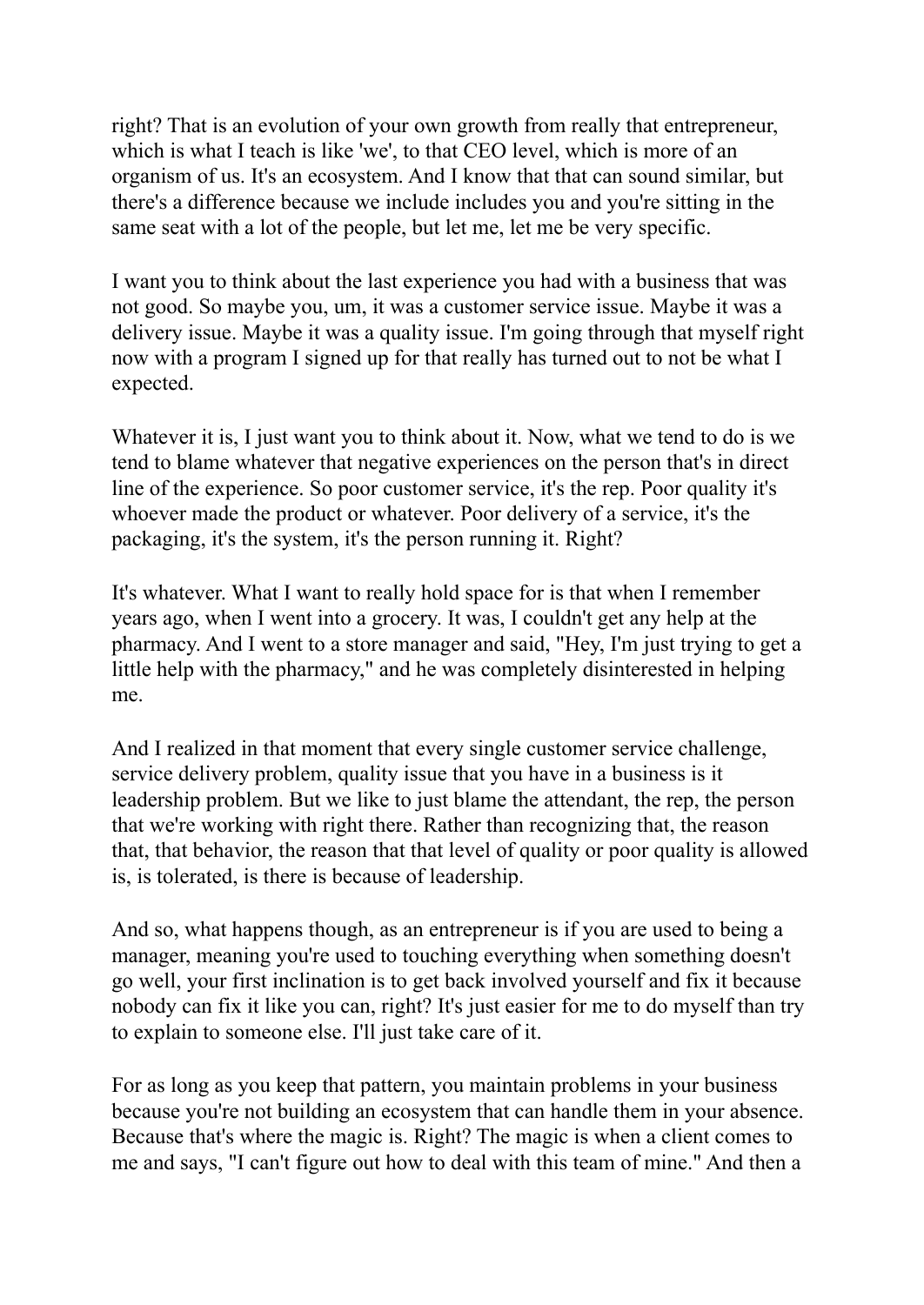right? That is an evolution of your own growth from really that entrepreneur, which is what I teach is like 'we', to that CEO level, which is more of an organism of us. It's an ecosystem. And I know that that can sound similar, but there's a difference because we include includes you and you're sitting in the same seat with a lot of the people, but let me, let me be very specific.

I want you to think about the last experience you had with a business that was not good. So maybe you, um, it was a customer service issue. Maybe it was a delivery issue. Maybe it was a quality issue. I'm going through that myself right now with a program I signed up for that really has turned out to not be what I expected.

Whatever it is, I just want you to think about it. Now, what we tend to do is we tend to blame whatever that negative experiences on the person that's in direct line of the experience. So poor customer service, it's the rep. Poor quality it's whoever made the product or whatever. Poor delivery of a service, it's the packaging, it's the system, it's the person running it. Right?

It's whatever. What I want to really hold space for is that when I remember years ago, when I went into a grocery. It was, I couldn't get any help at the pharmacy. And I went to a store manager and said, "Hey, I'm just trying to get a little help with the pharmacy," and he was completely disinterested in helping me.

And I realized in that moment that every single customer service challenge, service delivery problem, quality issue that you have in a business is it leadership problem. But we like to just blame the attendant, the rep, the person that we're working with right there. Rather than recognizing that, the reason that, that behavior, the reason that that level of quality or poor quality is allowed is, is tolerated, is there is because of leadership.

And so, what happens though, as an entrepreneur is if you are used to being a manager, meaning you're used to touching everything when something doesn't go well, your first inclination is to get back involved yourself and fix it because nobody can fix it like you can, right? It's just easier for me to do myself than try to explain to someone else. I'll just take care of it.

For as long as you keep that pattern, you maintain problems in your business because you're not building an ecosystem that can handle them in your absence. Because that's where the magic is. Right? The magic is when a client comes to me and says, "I can't figure out how to deal with this team of mine." And then a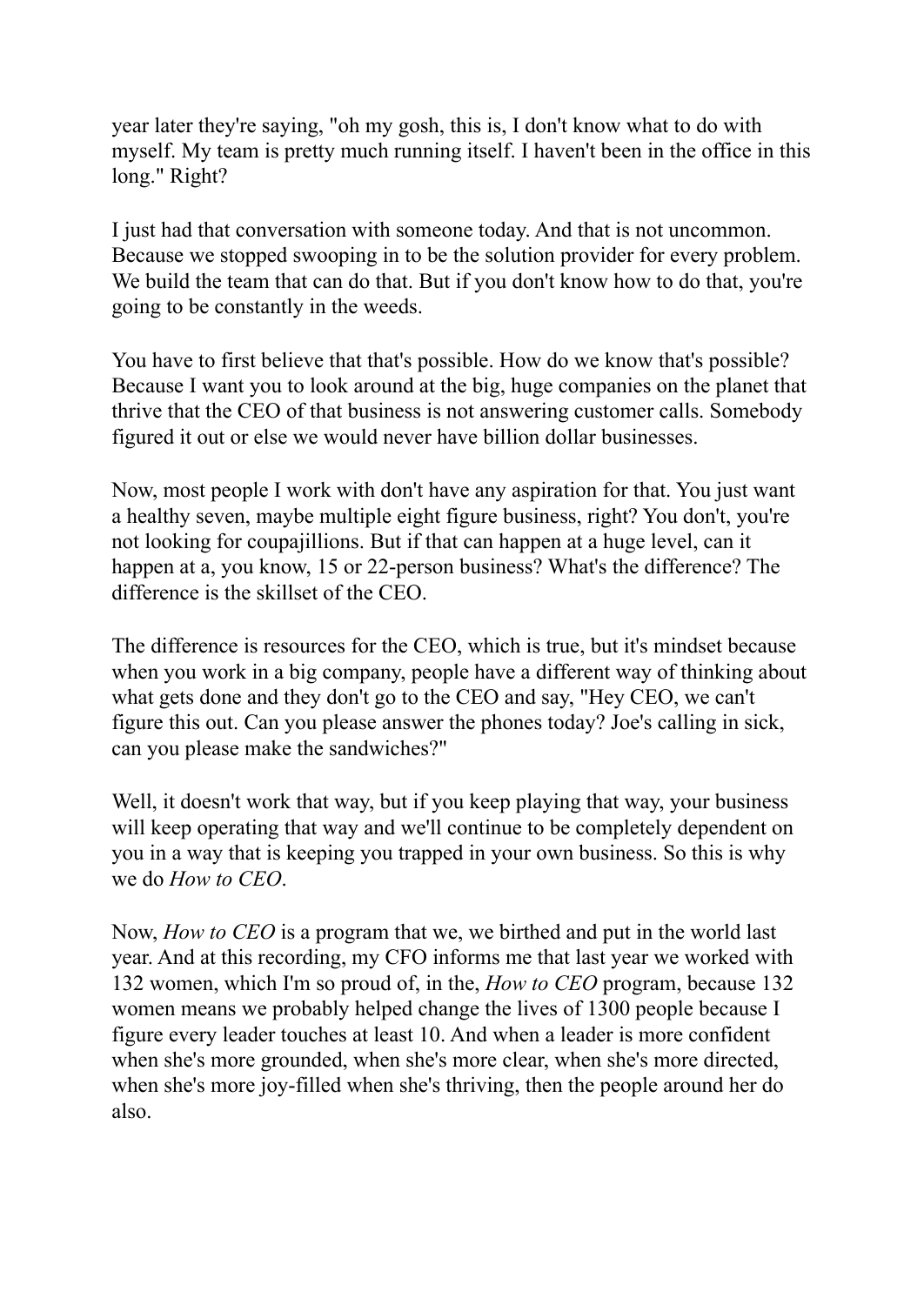year later they're saying, "oh my gosh, this is, I don't know what to do with myself. My team is pretty much running itself. I haven't been in the office in this long." Right?

I just had that conversation with someone today. And that is not uncommon. Because we stopped swooping in to be the solution provider for every problem. We build the team that can do that. But if you don't know how to do that, you're going to be constantly in the weeds.

You have to first believe that that's possible. How do we know that's possible? Because I want you to look around at the big, huge companies on the planet that thrive that the CEO of that business is not answering customer calls. Somebody figured it out or else we would never have billion dollar businesses.

Now, most people I work with don't have any aspiration for that. You just want a healthy seven, maybe multiple eight figure business, right? You don't, you're not looking for coupajillions. But if that can happen at a huge level, can it happen at a, you know, 15 or 22-person business? What's the difference? The difference is the skillset of the CEO.

The difference is resources for the CEO, which is true, but it's mindset because when you work in a big company, people have a different way of thinking about what gets done and they don't go to the CEO and say, "Hey CEO, we can't figure this out. Can you please answer the phones today? Joe's calling in sick, can you please make the sandwiches?"

Well, it doesn't work that way, but if you keep playing that way, your business will keep operating that way and we'll continue to be completely dependent on you in a way that is keeping you trapped in your own business. So this is why we do *How to CEO*.

Now, *How to CEO* is a program that we, we birthed and put in the world last year. And at this recording, my CFO informs me that last year we worked with 132 women, which I'm so proud of, in the, *How to CEO* program, because 132 women means we probably helped change the lives of 1300 people because I figure every leader touches at least 10. And when a leader is more confident when she's more grounded, when she's more clear, when she's more directed, when she's more joy-filled when she's thriving, then the people around her do also.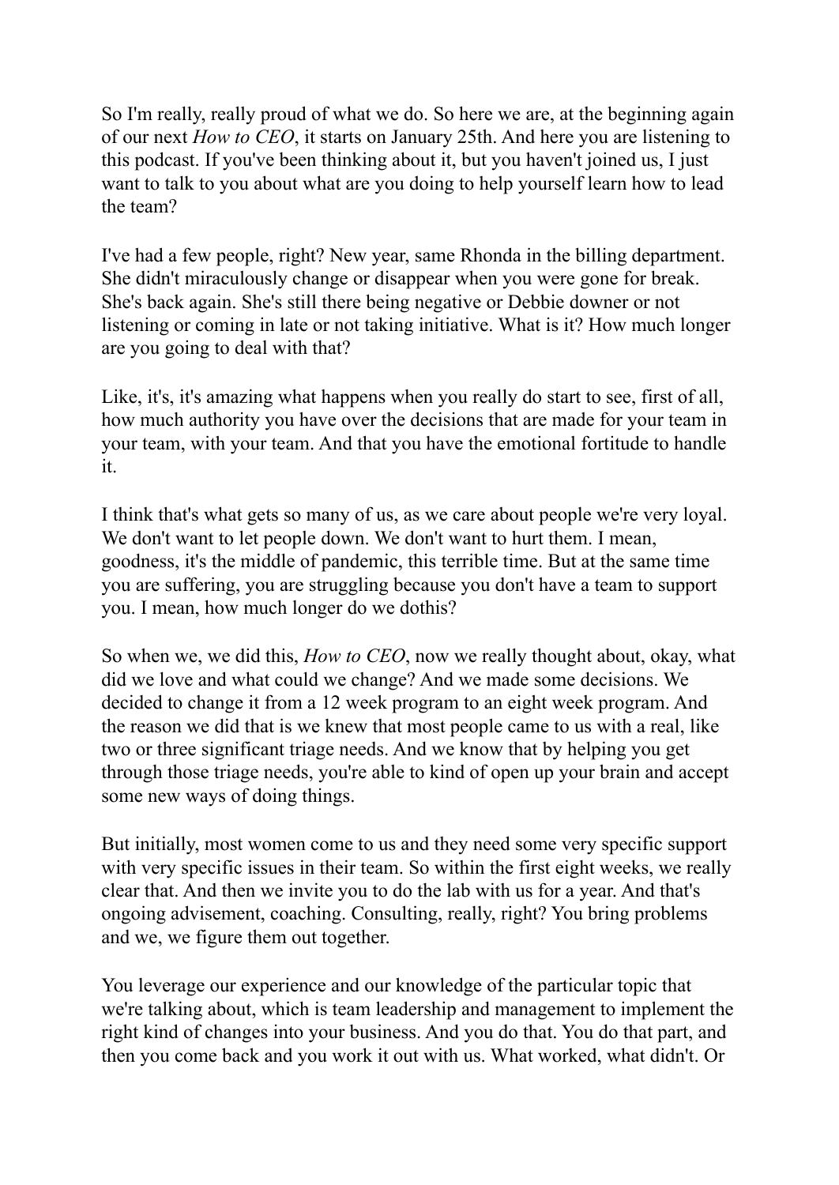So I'm really, really proud of what we do. So here we are, at the beginning again of our next *How to CEO*, it starts on January 25th. And here you are listening to this podcast. If you've been thinking about it, but you haven't joined us, I just want to talk to you about what are you doing to help yourself learn how to lead the team?

I've had a few people, right? New year, same Rhonda in the billing department. She didn't miraculously change or disappear when you were gone for break. She's back again. She's still there being negative or Debbie downer or not listening or coming in late or not taking initiative. What is it? How much longer are you going to deal with that?

Like, it's, it's amazing what happens when you really do start to see, first of all, how much authority you have over the decisions that are made for your team in your team, with your team. And that you have the emotional fortitude to handle it.

I think that's what gets so many of us, as we care about people we're very loyal. We don't want to let people down. We don't want to hurt them. I mean, goodness, it's the middle of pandemic, this terrible time. But at the same time you are suffering, you are struggling because you don't have a team to support you. I mean, how much longer do we dothis?

So when we, we did this, *How to CEO*, now we really thought about, okay, what did we love and what could we change? And we made some decisions. We decided to change it from a 12 week program to an eight week program. And the reason we did that is we knew that most people came to us with a real, like two or three significant triage needs. And we know that by helping you get through those triage needs, you're able to kind of open up your brain and accept some new ways of doing things.

But initially, most women come to us and they need some very specific support with very specific issues in their team. So within the first eight weeks, we really clear that. And then we invite you to do the lab with us for a year. And that's ongoing advisement, coaching. Consulting, really, right? You bring problems and we, we figure them out together.

You leverage our experience and our knowledge of the particular topic that we're talking about, which is team leadership and management to implement the right kind of changes into your business. And you do that. You do that part, and then you come back and you work it out with us. What worked, what didn't. Or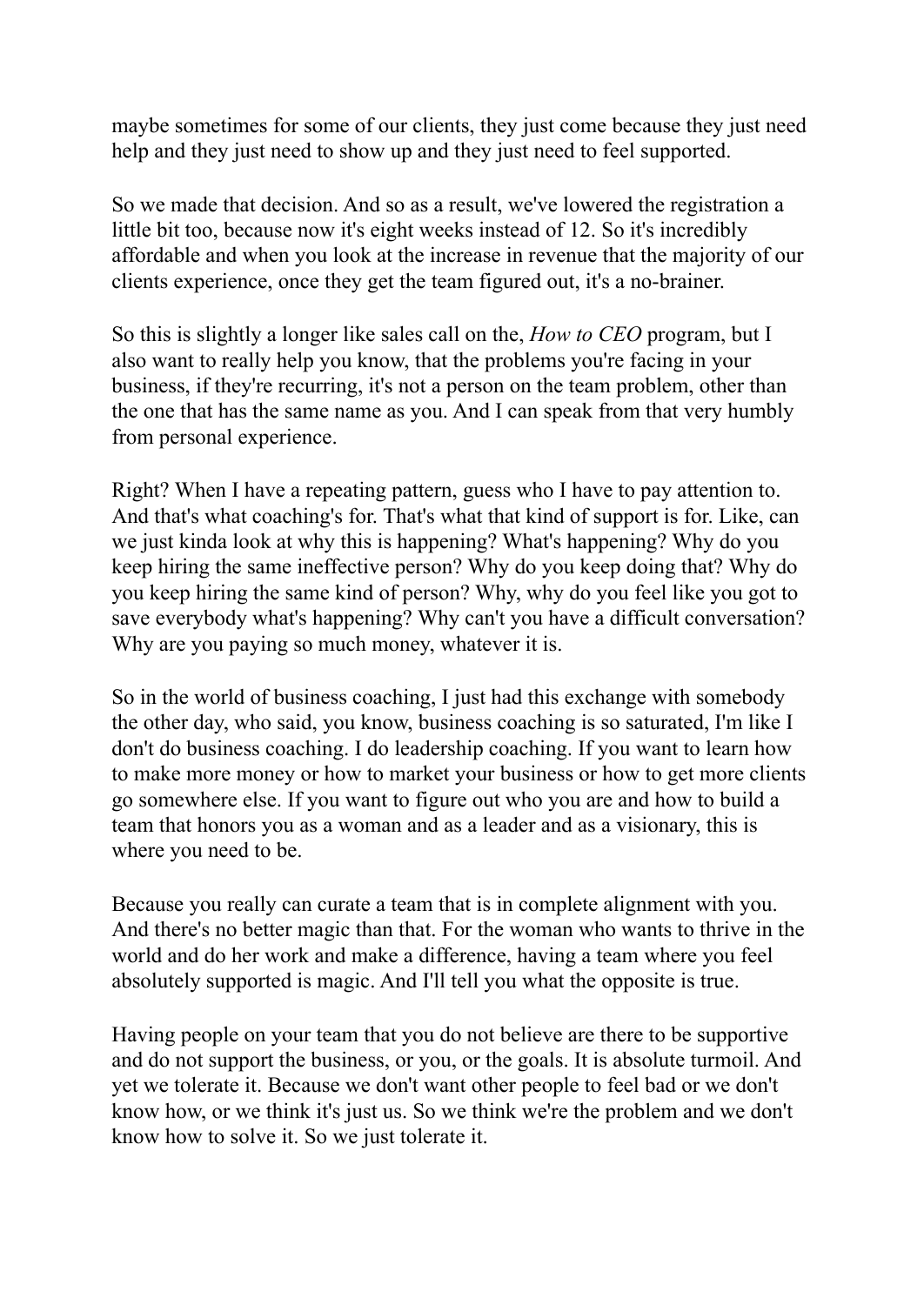maybe sometimes for some of our clients, they just come because they just need help and they just need to show up and they just need to feel supported.

So we made that decision. And so as a result, we've lowered the registration a little bit too, because now it's eight weeks instead of 12. So it's incredibly affordable and when you look at the increase in revenue that the majority of our clients experience, once they get the team figured out, it's a no-brainer.

So this is slightly a longer like sales call on the, *How to CEO* program, but I also want to really help you know, that the problems you're facing in your business, if they're recurring, it's not a person on the team problem, other than the one that has the same name as you. And I can speak from that very humbly from personal experience.

Right? When I have a repeating pattern, guess who I have to pay attention to. And that's what coaching's for. That's what that kind of support is for. Like, can we just kinda look at why this is happening? What's happening? Why do you keep hiring the same ineffective person? Why do you keep doing that? Why do you keep hiring the same kind of person? Why, why do you feel like you got to save everybody what's happening? Why can't you have a difficult conversation? Why are you paying so much money, whatever it is.

So in the world of business coaching, I just had this exchange with somebody the other day, who said, you know, business coaching is so saturated, I'm like I don't do business coaching. I do leadership coaching. If you want to learn how to make more money or how to market your business or how to get more clients go somewhere else. If you want to figure out who you are and how to build a team that honors you as a woman and as a leader and as a visionary, this is where you need to be.

Because you really can curate a team that is in complete alignment with you. And there's no better magic than that. For the woman who wants to thrive in the world and do her work and make a difference, having a team where you feel absolutely supported is magic. And I'll tell you what the opposite is true.

Having people on your team that you do not believe are there to be supportive and do not support the business, or you, or the goals. It is absolute turmoil. And yet we tolerate it. Because we don't want other people to feel bad or we don't know how, or we think it's just us. So we think we're the problem and we don't know how to solve it. So we just tolerate it.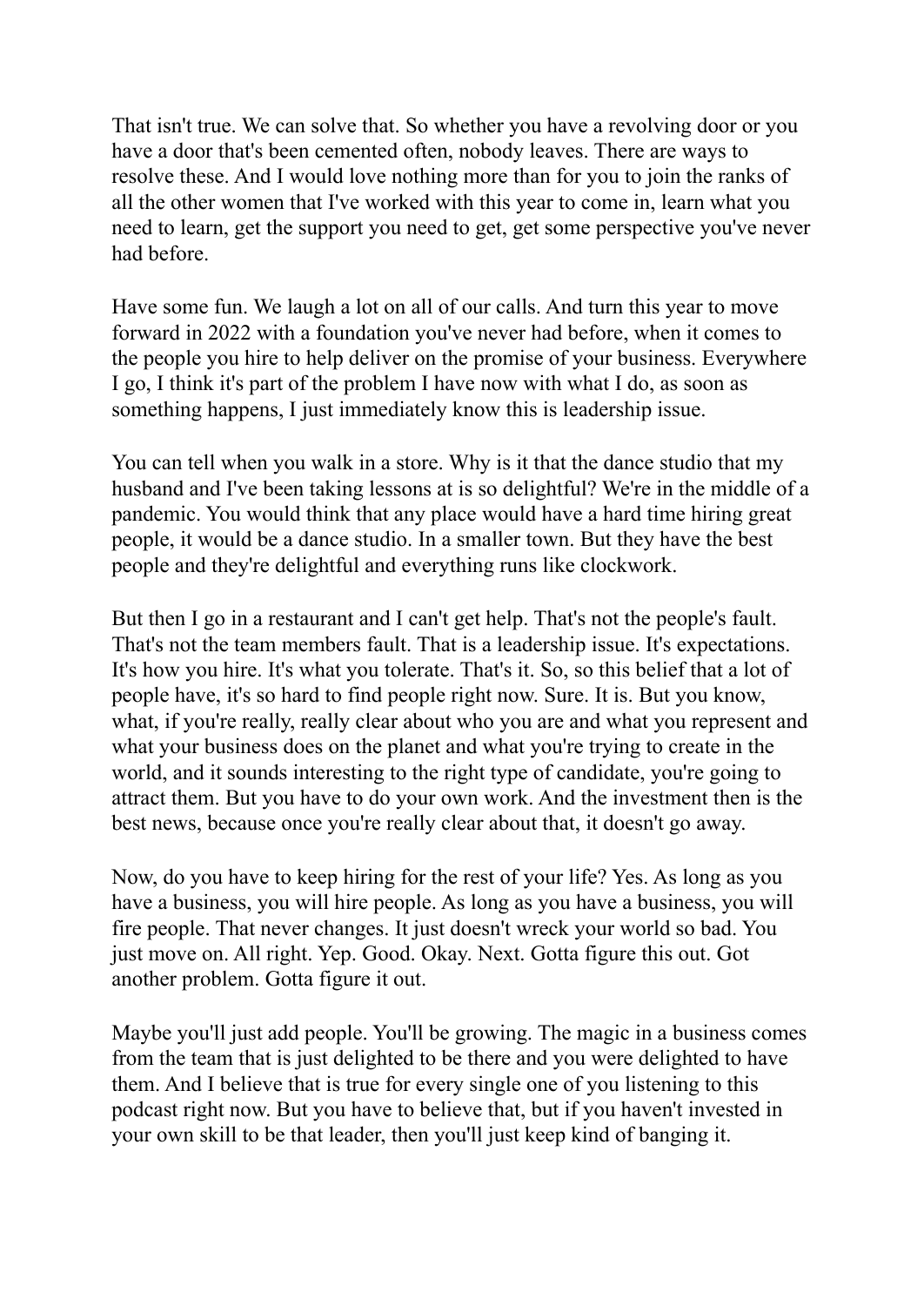That isn't true. We can solve that. So whether you have a revolving door or you have a door that's been cemented often, nobody leaves. There are ways to resolve these. And I would love nothing more than for you to join the ranks of all the other women that I've worked with this year to come in, learn what you need to learn, get the support you need to get, get some perspective you've never had before.

Have some fun. We laugh a lot on all of our calls. And turn this year to move forward in 2022 with a foundation you've never had before, when it comes to the people you hire to help deliver on the promise of your business. Everywhere I go, I think it's part of the problem I have now with what I do, as soon as something happens, I just immediately know this is leadership issue.

You can tell when you walk in a store. Why is it that the dance studio that my husband and I've been taking lessons at is so delightful? We're in the middle of a pandemic. You would think that any place would have a hard time hiring great people, it would be a dance studio. In a smaller town. But they have the best people and they're delightful and everything runs like clockwork.

But then I go in a restaurant and I can't get help. That's not the people's fault. That's not the team members fault. That is a leadership issue. It's expectations. It's how you hire. It's what you tolerate. That's it. So, so this belief that a lot of people have, it's so hard to find people right now. Sure. It is. But you know, what, if you're really, really clear about who you are and what you represent and what your business does on the planet and what you're trying to create in the world, and it sounds interesting to the right type of candidate, you're going to attract them. But you have to do your own work. And the investment then is the best news, because once you're really clear about that, it doesn't go away.

Now, do you have to keep hiring for the rest of your life? Yes. As long as you have a business, you will hire people. As long as you have a business, you will fire people. That never changes. It just doesn't wreck your world so bad. You just move on. All right. Yep. Good. Okay. Next. Gotta figure this out. Got another problem. Gotta figure it out.

Maybe you'll just add people. You'll be growing. The magic in a business comes from the team that is just delighted to be there and you were delighted to have them. And I believe that is true for every single one of you listening to this podcast right now. But you have to believe that, but if you haven't invested in your own skill to be that leader, then you'll just keep kind of banging it.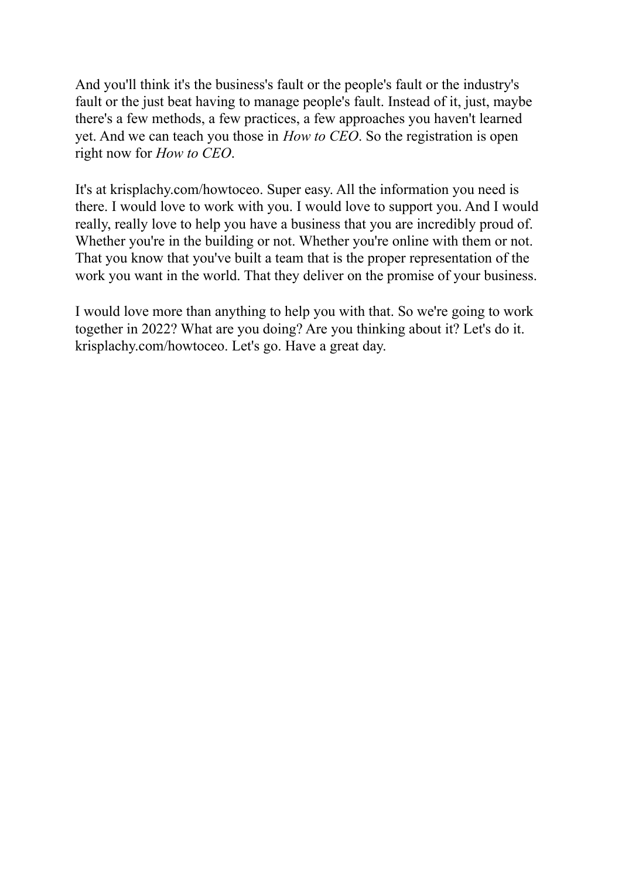And you'll think it's the business's fault or the people's fault or the industry's fault or the just beat having to manage people's fault. Instead of it, just, maybe there's a few methods, a few practices, a few approaches you haven't learned yet. And we can teach you those in *How to CEO*. So the registration is open right now for *How to CEO*.

It's at krisplachy.com/howtoceo. Super easy. All the information you need is there. I would love to work with you. I would love to support you. And I would really, really love to help you have a business that you are incredibly proud of. Whether you're in the building or not. Whether you're online with them or not. That you know that you've built a team that is the proper representation of the work you want in the world. That they deliver on the promise of your business.

I would love more than anything to help you with that. So we're going to work together in 2022? What are you doing? Are you thinking about it? Let's do it. krisplachy.com/howtoceo. Let's go. Have a great day.